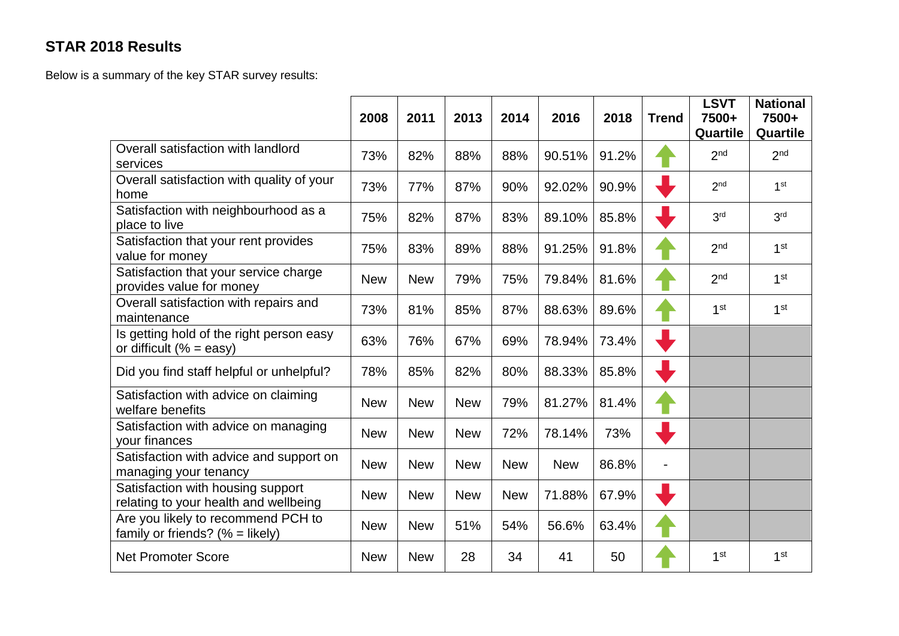## STAR 2018 Results

Below is a summary of the key STAR survey results:

| | 2008 | 2011 | 2013 | 2014 | 2016 | 2018 | Trend | LSVT 7500+ Quartile | National 7500+ Quartile |
|---|---|---|---|---|---|---|---|---|---|
| Overall satisfaction with landlord services | 73% | 82% | 88% | 88% | 90.51% | 91.2% | ↑ | 2nd | 2nd |
| Overall satisfaction with quality of your home | 73% | 77% | 87% | 90% | 92.02% | 90.9% | ↓ | 2nd | 1st |
| Satisfaction with neighbourhood as a place to live | 75% | 82% | 87% | 83% | 89.10% | 85.8% | ↓ | 3rd | 3rd |
| Satisfaction that your rent provides value for money | 75% | 83% | 89% | 88% | 91.25% | 91.8% | ↑ | 2nd | 1st |
| Satisfaction that your service charge provides value for money | New | New | 79% | 75% | 79.84% | 81.6% | ↑ | 2nd | 1st |
| Overall satisfaction with repairs and maintenance | 73% | 81% | 85% | 87% | 88.63% | 89.6% | ↑ | 1st | 1st |
| Is getting hold of the right person easy or difficult (% = easy) | 63% | 76% | 67% | 69% | 78.94% | 73.4% | ↓ | | |
| Did you find staff helpful or unhelpful? | 78% | 85% | 82% | 80% | 88.33% | 85.8% | ↓ | | |
| Satisfaction with advice on claiming welfare benefits | New | New | New | 79% | 81.27% | 81.4% | ↑ | | |
| Satisfaction with advice on managing your finances | New | New | New | 72% | 78.14% | 73% | ↓ | | |
| Satisfaction with advice and support on managing your tenancy | New | New | New | New | New | 86.8% | - | | |
| Satisfaction with housing support relating to your health and wellbeing | New | New | New | New | 71.88% | 67.9% | ↓ | | |
| Are you likely to recommend PCH to family or friends? (% = likely) | New | New | 51% | 54% | 56.6% | 63.4% | ↑ | | |
| Net Promoter Score | New | New | 28 | 34 | 41 | 50 | ↑ | 1st | 1st |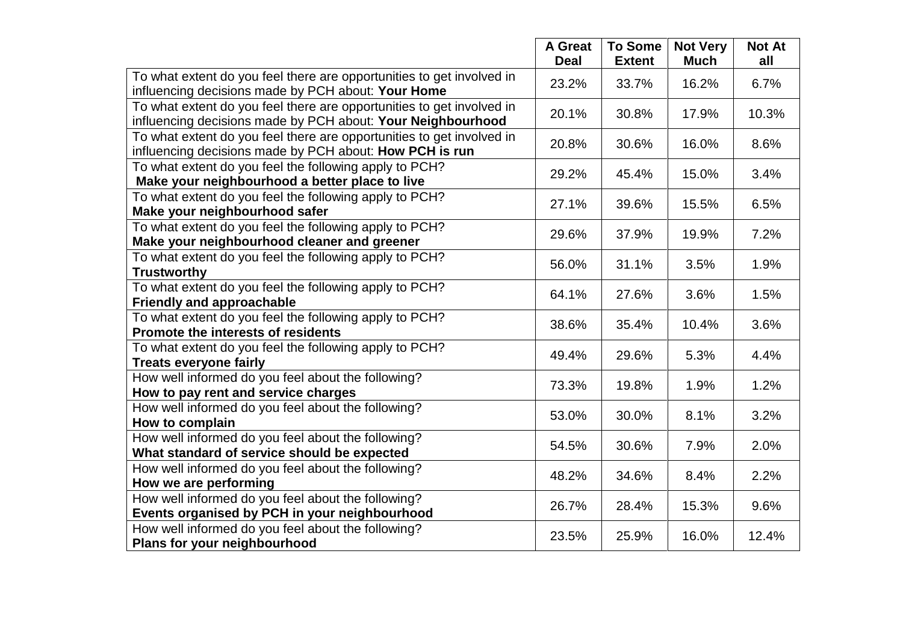| | A Great Deal | To Some Extent | Not Very Much | Not At all |
|---|---|---|---|---|
| To what extent do you feel there are opportunities to get involved in influencing decisions made by PCH about: **Your Home** | 23.2% | 33.7% | 16.2% | 6.7% |
| To what extent do you feel there are opportunities to get involved in influencing decisions made by PCH about: **Your Neighbourhood** | 20.1% | 30.8% | 17.9% | 10.3% |
| To what extent do you feel there are opportunities to get involved in influencing decisions made by PCH about: **How PCH is run** | 20.8% | 30.6% | 16.0% | 8.6% |
| To what extent do you feel the following apply to PCH? **Make your neighbourhood a better place to live** | 29.2% | 45.4% | 15.0% | 3.4% |
| To what extent do you feel the following apply to PCH? **Make your neighbourhood safer** | 27.1% | 39.6% | 15.5% | 6.5% |
| To what extent do you feel the following apply to PCH? **Make your neighbourhood cleaner and greener** | 29.6% | 37.9% | 19.9% | 7.2% |
| To what extent do you feel the following apply to PCH? **Trustworthy** | 56.0% | 31.1% | 3.5% | 1.9% |
| To what extent do you feel the following apply to PCH? **Friendly and approachable** | 64.1% | 27.6% | 3.6% | 1.5% |
| To what extent do you feel the following apply to PCH? **Promote the interests of residents** | 38.6% | 35.4% | 10.4% | 3.6% |
| To what extent do you feel the following apply to PCH? **Treats everyone fairly** | 49.4% | 29.6% | 5.3% | 4.4% |
| How well informed do you feel about the following? **How to pay rent and service charges** | 73.3% | 19.8% | 1.9% | 1.2% |
| How well informed do you feel about the following? **How to complain** | 53.0% | 30.0% | 8.1% | 3.2% |
| How well informed do you feel about the following? **What standard of service should be expected** | 54.5% | 30.6% | 7.9% | 2.0% |
| How well informed do you feel about the following? **How we are performing** | 48.2% | 34.6% | 8.4% | 2.2% |
| How well informed do you feel about the following? **Events organised by PCH in your neighbourhood** | 26.7% | 28.4% | 15.3% | 9.6% |
| How well informed do you feel about the following? **Plans for your neighbourhood** | 23.5% | 25.9% | 16.0% | 12.4% |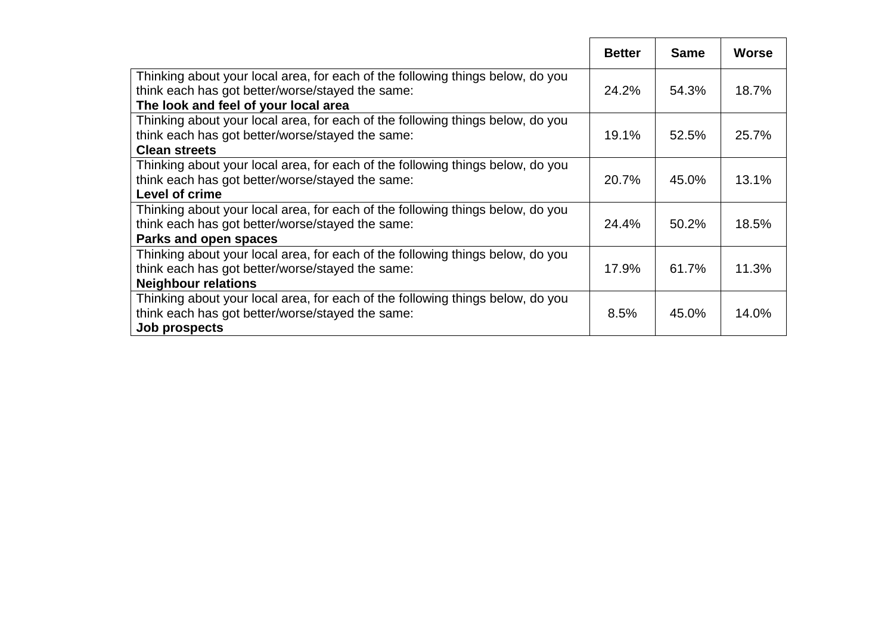| | Better | Same | Worse |
|---|---|---|---|
| Thinking about your local area, for each of the following things below, do you think each has got better/worse/stayed the same: **The look and feel of your local area** | 24.2% | 54.3% | 18.7% |
| Thinking about your local area, for each of the following things below, do you think each has got better/worse/stayed the same: **Clean streets** | 19.1% | 52.5% | 25.7% |
| Thinking about your local area, for each of the following things below, do you think each has got better/worse/stayed the same: **Level of crime** | 20.7% | 45.0% | 13.1% |
| Thinking about your local area, for each of the following things below, do you think each has got better/worse/stayed the same: **Parks and open spaces** | 24.4% | 50.2% | 18.5% |
| Thinking about your local area, for each of the following things below, do you think each has got better/worse/stayed the same: **Neighbour relations** | 17.9% | 61.7% | 11.3% |
| Thinking about your local area, for each of the following things below, do you think each has got better/worse/stayed the same: **Job prospects** | 8.5% | 45.0% | 14.0% |